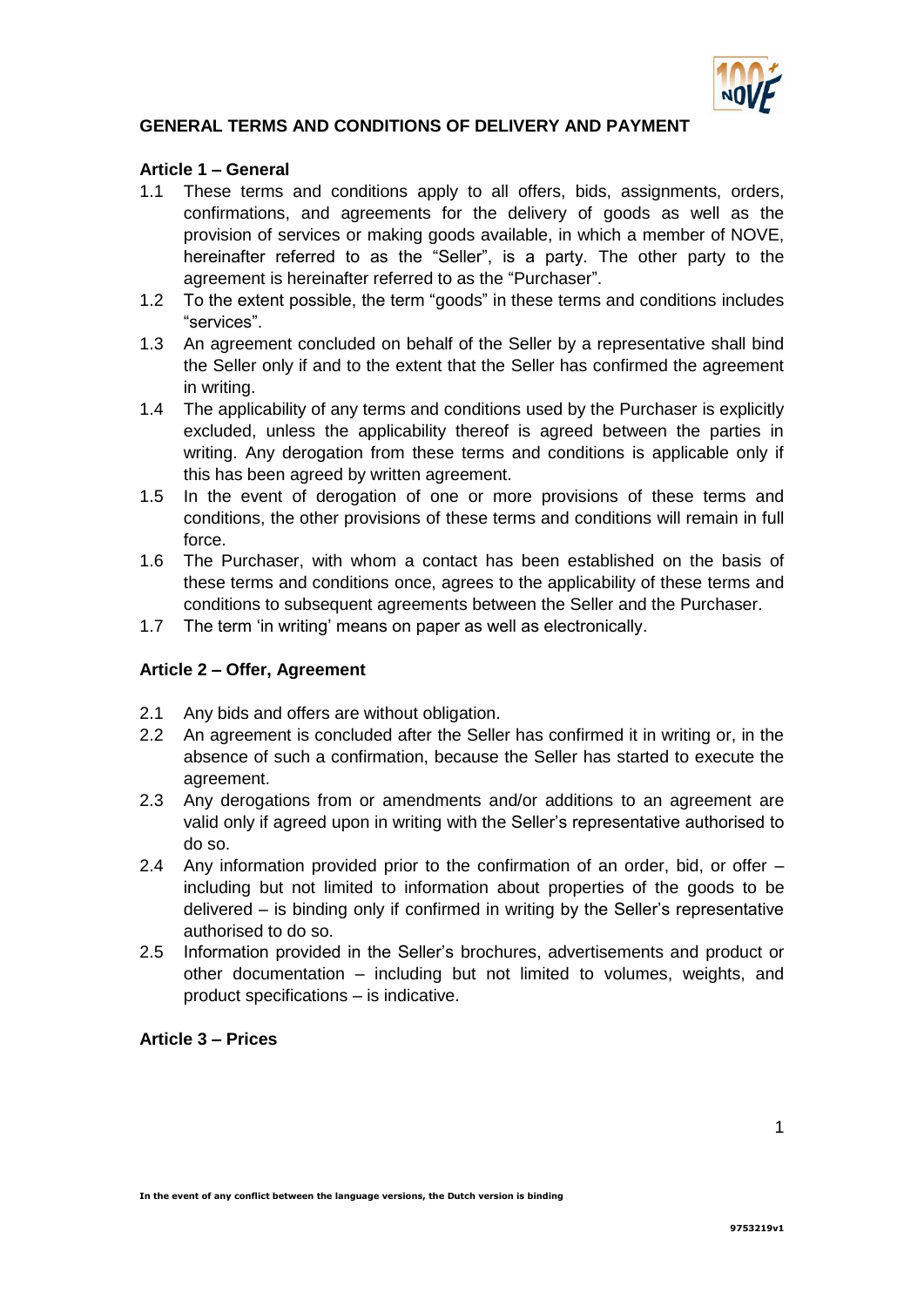# GENERAL TERMS AND CONDITIONS OF DELIVERY AND PAYMENT

## Article 1 – General

1.1 These terms and conditions apply to all offers, bids, assignments, orders, confirmations, and agreements for the delivery of goods as well as the provision of services or making goods available, in which a member of NOVE, hereinafter referred to as the "Seller", is a party. The other party to the agreement is hereinafter referred to as the "Purchaser".

1.2 To the extent possible, the term "goods" in these terms and conditions includes "services".

1.3 An agreement concluded on behalf of the Seller by a representative shall bind the Seller only if and to the extent that the Seller has confirmed the agreement in writing.

1.4 The applicability of any terms and conditions used by the Purchaser is explicitly excluded, unless the applicability thereof is agreed between the parties in writing. Any derogation from these terms and conditions is applicable only if this has been agreed by written agreement.

1.5 In the event of derogation of one or more provisions of these terms and conditions, the other provisions of these terms and conditions will remain in full force.

1.6 The Purchaser, with whom a contact has been established on the basis of these terms and conditions once, agrees to the applicability of these terms and conditions to subsequent agreements between the Seller and the Purchaser.

1.7 The term 'in writing' means on paper as well as electronically.

## Article 2 – Offer, Agreement

2.1 Any bids and offers are without obligation.

2.2 An agreement is concluded after the Seller has confirmed it in writing or, in the absence of such a confirmation, because the Seller has started to execute the agreement.

2.3 Any derogations from or amendments and/or additions to an agreement are valid only if agreed upon in writing with the Seller's representative authorised to do so.

2.4 Any information provided prior to the confirmation of an order, bid, or offer – including but not limited to information about properties of the goods to be delivered – is binding only if confirmed in writing by the Seller's representative authorised to do so.

2.5 Information provided in the Seller's brochures, advertisements and product or other documentation – including but not limited to volumes, weights, and product specifications – is indicative.

## Article 3 – Prices

In the event of any conflict between the language versions, the Dutch version is binding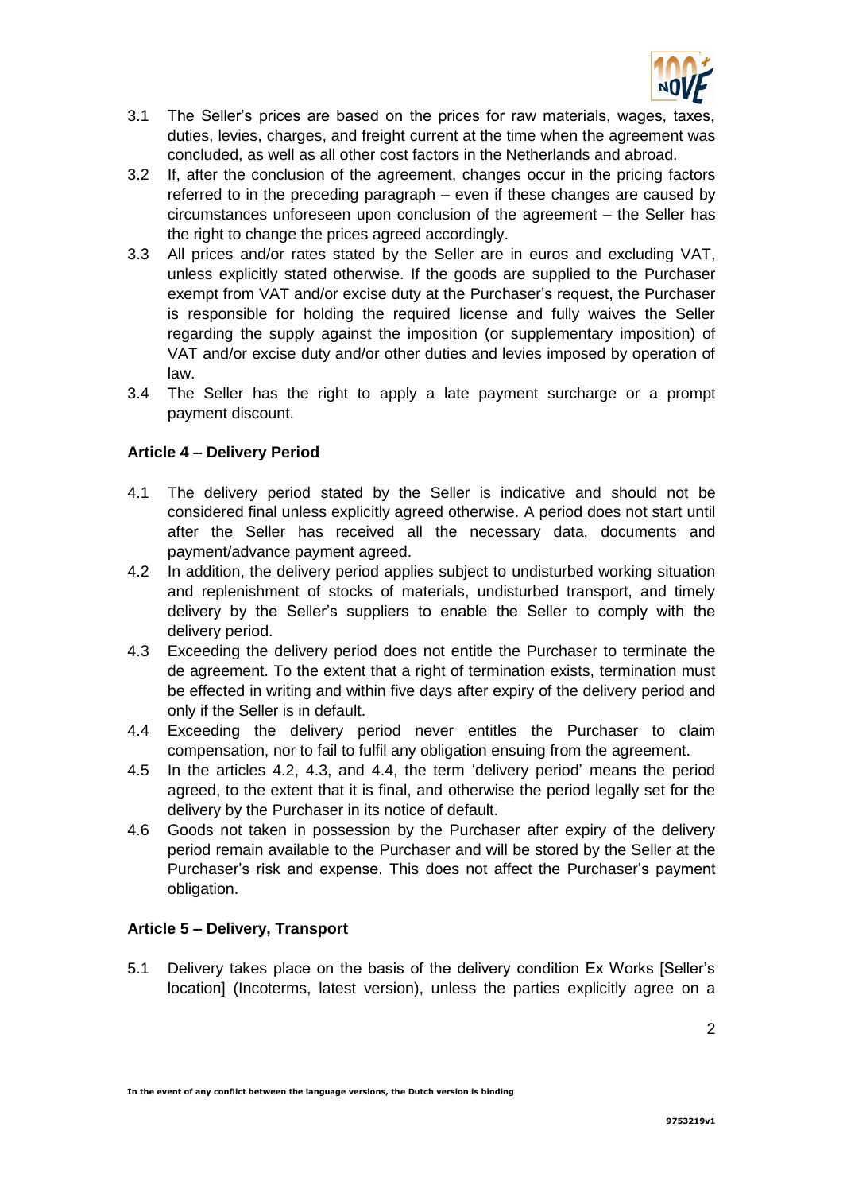3.1 The Seller's prices are based on the prices for raw materials, wages, taxes, duties, levies, charges, and freight current at the time when the agreement was concluded, as well as all other cost factors in the Netherlands and abroad.

3.2 If, after the conclusion of the agreement, changes occur in the pricing factors referred to in the preceding paragraph – even if these changes are caused by circumstances unforeseen upon conclusion of the agreement – the Seller has the right to change the prices agreed accordingly.

3.3 All prices and/or rates stated by the Seller are in euros and excluding VAT, unless explicitly stated otherwise. If the goods are supplied to the Purchaser exempt from VAT and/or excise duty at the Purchaser's request, the Purchaser is responsible for holding the required license and fully waives the Seller regarding the supply against the imposition (or supplementary imposition) of VAT and/or excise duty and/or other duties and levies imposed by operation of law.

3.4 The Seller has the right to apply a late payment surcharge or a prompt payment discount.

**Article 4 – Delivery Period**

4.1 The delivery period stated by the Seller is indicative and should not be considered final unless explicitly agreed otherwise. A period does not start until after the Seller has received all the necessary data, documents and payment/advance payment agreed.

4.2 In addition, the delivery period applies subject to undisturbed working situation and replenishment of stocks of materials, undisturbed transport, and timely delivery by the Seller's suppliers to enable the Seller to comply with the delivery period.

4.3 Exceeding the delivery period does not entitle the Purchaser to terminate the de agreement. To the extent that a right of termination exists, termination must be effected in writing and within five days after expiry of the delivery period and only if the Seller is in default.

4.4 Exceeding the delivery period never entitles the Purchaser to claim compensation, nor to fail to fulfil any obligation ensuing from the agreement.

4.5 In the articles 4.2, 4.3, and 4.4, the term 'delivery period' means the period agreed, to the extent that it is final, and otherwise the period legally set for the delivery by the Purchaser in its notice of default.

4.6 Goods not taken in possession by the Purchaser after expiry of the delivery period remain available to the Purchaser and will be stored by the Seller at the Purchaser's risk and expense. This does not affect the Purchaser's payment obligation.

**Article 5 – Delivery, Transport**

5.1 Delivery takes place on the basis of the delivery condition Ex Works [Seller's location] (Incoterms, latest version), unless the parties explicitly agree on a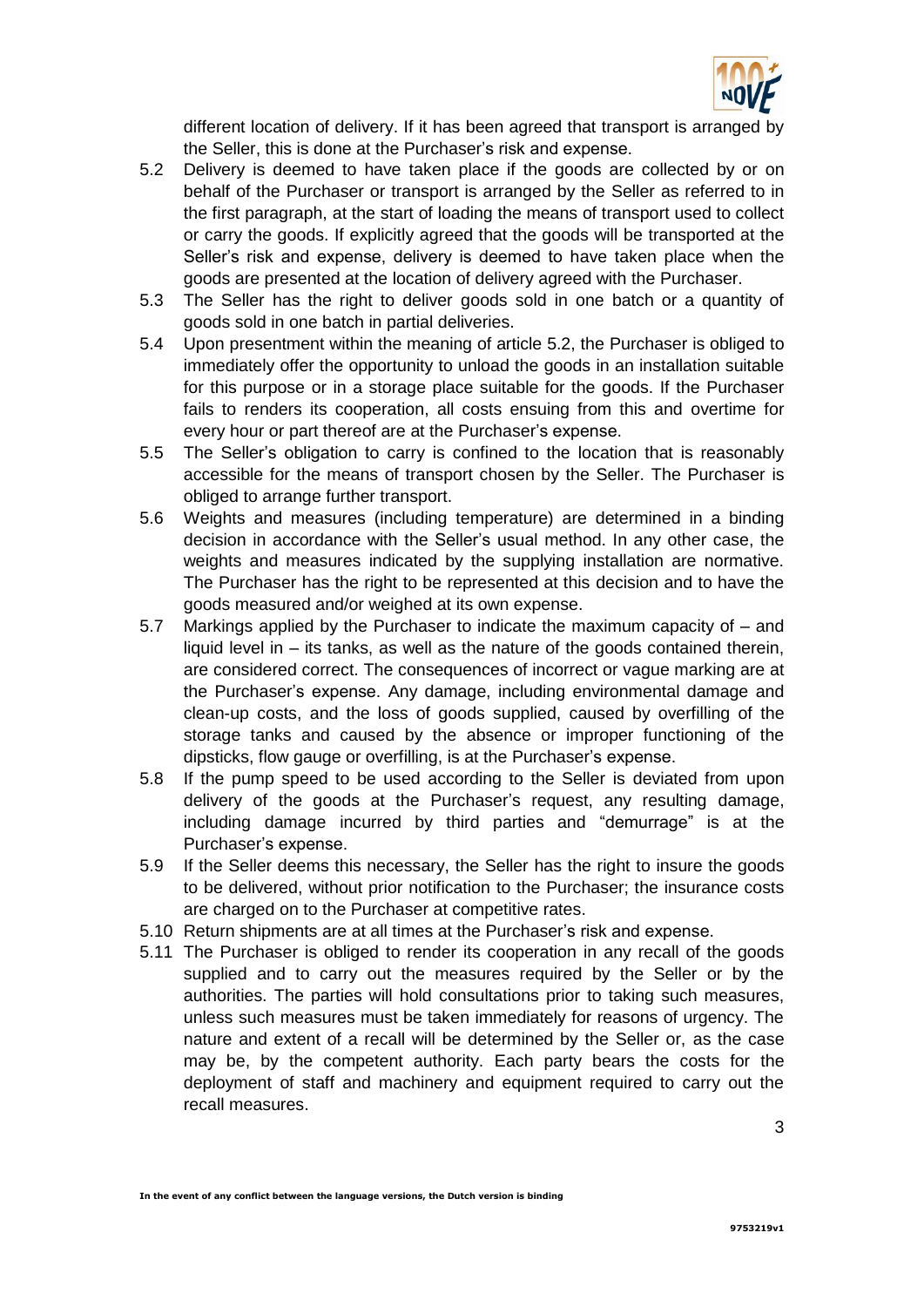different location of delivery. If it has been agreed that transport is arranged by the Seller, this is done at the Purchaser's risk and expense.

5.2 Delivery is deemed to have taken place if the goods are collected by or on behalf of the Purchaser or transport is arranged by the Seller as referred to in the first paragraph, at the start of loading the means of transport used to collect or carry the goods. If explicitly agreed that the goods will be transported at the Seller's risk and expense, delivery is deemed to have taken place when the goods are presented at the location of delivery agreed with the Purchaser.

5.3 The Seller has the right to deliver goods sold in one batch or a quantity of goods sold in one batch in partial deliveries.

5.4 Upon presentment within the meaning of article 5.2, the Purchaser is obliged to immediately offer the opportunity to unload the goods in an installation suitable for this purpose or in a storage place suitable for the goods. If the Purchaser fails to renders its cooperation, all costs ensuing from this and overtime for every hour or part thereof are at the Purchaser's expense.

5.5 The Seller's obligation to carry is confined to the location that is reasonably accessible for the means of transport chosen by the Seller. The Purchaser is obliged to arrange further transport.

5.6 Weights and measures (including temperature) are determined in a binding decision in accordance with the Seller's usual method. In any other case, the weights and measures indicated by the supplying installation are normative. The Purchaser has the right to be represented at this decision and to have the goods measured and/or weighed at its own expense.

5.7 Markings applied by the Purchaser to indicate the maximum capacity of – and liquid level in – its tanks, as well as the nature of the goods contained therein, are considered correct. The consequences of incorrect or vague marking are at the Purchaser's expense. Any damage, including environmental damage and clean-up costs, and the loss of goods supplied, caused by overfilling of the storage tanks and caused by the absence or improper functioning of the dipsticks, flow gauge or overfilling, is at the Purchaser's expense.

5.8 If the pump speed to be used according to the Seller is deviated from upon delivery of the goods at the Purchaser's request, any resulting damage, including damage incurred by third parties and "demurrage" is at the Purchaser's expense.

5.9 If the Seller deems this necessary, the Seller has the right to insure the goods to be delivered, without prior notification to the Purchaser; the insurance costs are charged on to the Purchaser at competitive rates.

5.10 Return shipments are at all times at the Purchaser's risk and expense.

5.11 The Purchaser is obliged to render its cooperation in any recall of the goods supplied and to carry out the measures required by the Seller or by the authorities. The parties will hold consultations prior to taking such measures, unless such measures must be taken immediately for reasons of urgency. The nature and extent of a recall will be determined by the Seller or, as the case may be, by the competent authority. Each party bears the costs for the deployment of staff and machinery and equipment required to carry out the recall measures.

**In the event of any conflict between the language versions, the Dutch version is binding**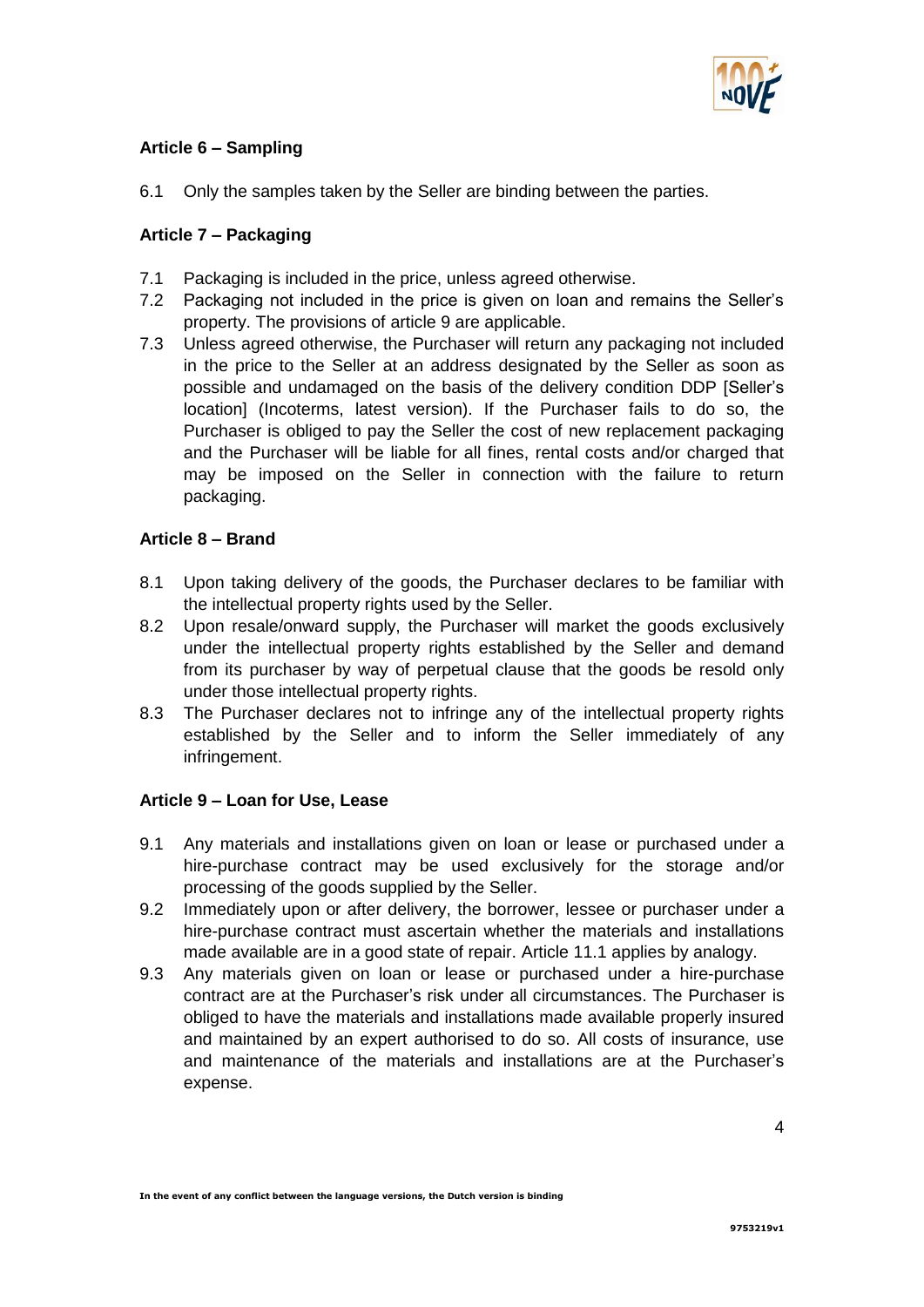**Article 6 – Sampling**

6.1 Only the samples taken by the Seller are binding between the parties.

**Article 7 – Packaging**

7.1 Packaging is included in the price, unless agreed otherwise.

7.2 Packaging not included in the price is given on loan and remains the Seller's property. The provisions of article 9 are applicable.

7.3 Unless agreed otherwise, the Purchaser will return any packaging not included in the price to the Seller at an address designated by the Seller as soon as possible and undamaged on the basis of the delivery condition DDP [Seller's location] (Incoterms, latest version). If the Purchaser fails to do so, the Purchaser is obliged to pay the Seller the cost of new replacement packaging and the Purchaser will be liable for all fines, rental costs and/or charged that may be imposed on the Seller in connection with the failure to return packaging.

**Article 8 – Brand**

8.1 Upon taking delivery of the goods, the Purchaser declares to be familiar with the intellectual property rights used by the Seller.

8.2 Upon resale/onward supply, the Purchaser will market the goods exclusively under the intellectual property rights established by the Seller and demand from its purchaser by way of perpetual clause that the goods be resold only under those intellectual property rights.

8.3 The Purchaser declares not to infringe any of the intellectual property rights established by the Seller and to inform the Seller immediately of any infringement.

**Article 9 – Loan for Use, Lease**

9.1 Any materials and installations given on loan or lease or purchased under a hire-purchase contract may be used exclusively for the storage and/or processing of the goods supplied by the Seller.

9.2 Immediately upon or after delivery, the borrower, lessee or purchaser under a hire-purchase contract must ascertain whether the materials and installations made available are in a good state of repair. Article 11.1 applies by analogy.

9.3 Any materials given on loan or lease or purchased under a hire-purchase contract are at the Purchaser's risk under all circumstances. The Purchaser is obliged to have the materials and installations made available properly insured and maintained by an expert authorised to do so. All costs of insurance, use and maintenance of the materials and installations are at the Purchaser's expense.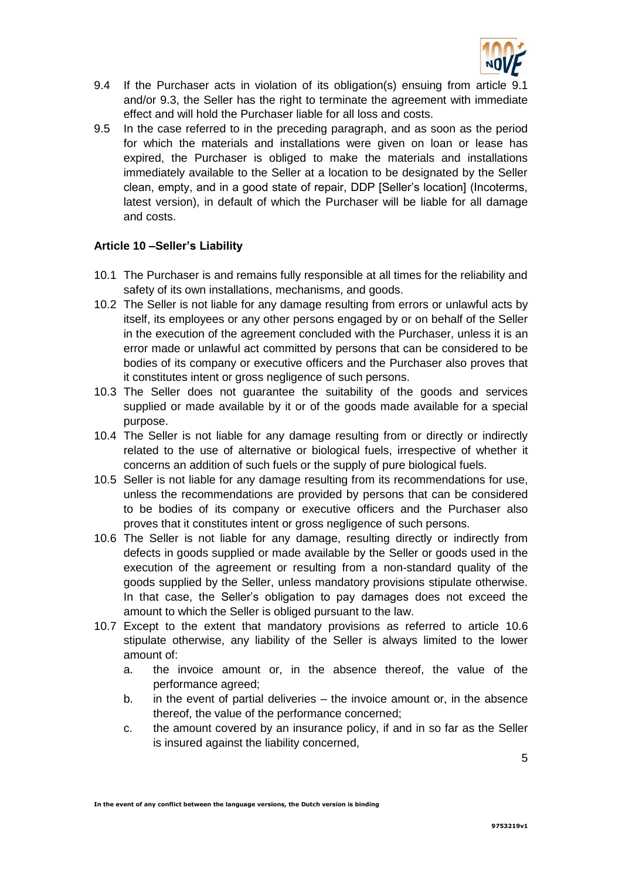9.4 If the Purchaser acts in violation of its obligation(s) ensuing from article 9.1 and/or 9.3, the Seller has the right to terminate the agreement with immediate effect and will hold the Purchaser liable for all loss and costs.

9.5 In the case referred to in the preceding paragraph, and as soon as the period for which the materials and installations were given on loan or lease has expired, the Purchaser is obliged to make the materials and installations immediately available to the Seller at a location to be designated by the Seller clean, empty, and in a good state of repair, DDP [Seller's location] (Incoterms, latest version), in default of which the Purchaser will be liable for all damage and costs.

**Article 10 –Seller's Liability**

10.1 The Purchaser is and remains fully responsible at all times for the reliability and safety of its own installations, mechanisms, and goods.

10.2 The Seller is not liable for any damage resulting from errors or unlawful acts by itself, its employees or any other persons engaged by or on behalf of the Seller in the execution of the agreement concluded with the Purchaser, unless it is an error made or unlawful act committed by persons that can be considered to be bodies of its company or executive officers and the Purchaser also proves that it constitutes intent or gross negligence of such persons.

10.3 The Seller does not guarantee the suitability of the goods and services supplied or made available by it or of the goods made available for a special purpose.

10.4 The Seller is not liable for any damage resulting from or directly or indirectly related to the use of alternative or biological fuels, irrespective of whether it concerns an addition of such fuels or the supply of pure biological fuels.

10.5 Seller is not liable for any damage resulting from its recommendations for use, unless the recommendations are provided by persons that can be considered to be bodies of its company or executive officers and the Purchaser also proves that it constitutes intent or gross negligence of such persons.

10.6 The Seller is not liable for any damage, resulting directly or indirectly from defects in goods supplied or made available by the Seller or goods used in the execution of the agreement or resulting from a non-standard quality of the goods supplied by the Seller, unless mandatory provisions stipulate otherwise. In that case, the Seller's obligation to pay damages does not exceed the amount to which the Seller is obliged pursuant to the law.

10.7 Except to the extent that mandatory provisions as referred to article 10.6 stipulate otherwise, any liability of the Seller is always limited to the lower amount of:

a. the invoice amount or, in the absence thereof, the value of the performance agreed;

b. in the event of partial deliveries – the invoice amount or, in the absence thereof, the value of the performance concerned;

c. the amount covered by an insurance policy, if and in so far as the Seller is insured against the liability concerned,

In the event of any conflict between the language versions, the Dutch version is binding

9753219v1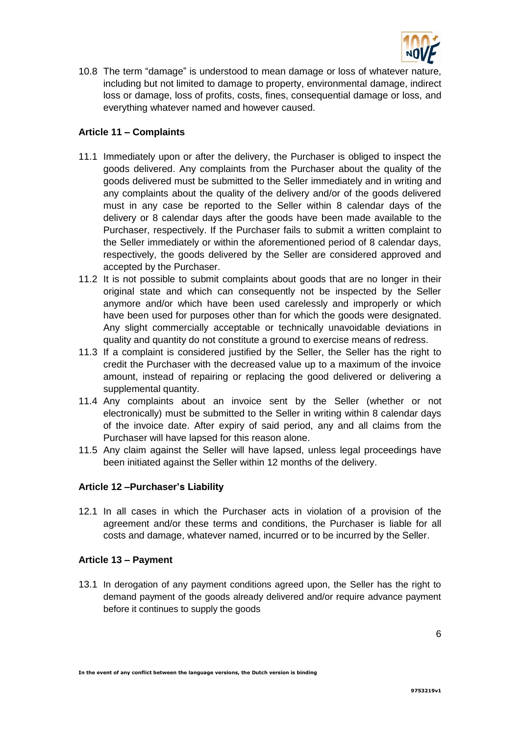10.8 The term “damage” is understood to mean damage or loss of whatever nature, including but not limited to damage to property, environmental damage, indirect loss or damage, loss of profits, costs, fines, consequential damage or loss, and everything whatever named and however caused.

### Article 11 – Complaints

11.1 Immediately upon or after the delivery, the Purchaser is obliged to inspect the goods delivered. Any complaints from the Purchaser about the quality of the goods delivered must be submitted to the Seller immediately and in writing and any complaints about the quality of the delivery and/or of the goods delivered must in any case be reported to the Seller within 8 calendar days of the delivery or 8 calendar days after the goods have been made available to the Purchaser, respectively. If the Purchaser fails to submit a written complaint to the Seller immediately or within the aforementioned period of 8 calendar days, respectively, the goods delivered by the Seller are considered approved and accepted by the Purchaser.

11.2 It is not possible to submit complaints about goods that are no longer in their original state and which can consequently not be inspected by the Seller anymore and/or which have been used carelessly and improperly or which have been used for purposes other than for which the goods were designated. Any slight commercially acceptable or technically unavoidable deviations in quality and quantity do not constitute a ground to exercise means of redress.

11.3 If a complaint is considered justified by the Seller, the Seller has the right to credit the Purchaser with the decreased value up to a maximum of the invoice amount, instead of repairing or replacing the good delivered or delivering a supplemental quantity.

11.4 Any complaints about an invoice sent by the Seller (whether or not electronically) must be submitted to the Seller in writing within 8 calendar days of the invoice date. After expiry of said period, any and all claims from the Purchaser will have lapsed for this reason alone.

11.5 Any claim against the Seller will have lapsed, unless legal proceedings have been initiated against the Seller within 12 months of the delivery.

### Article 12 –Purchaser’s Liability

12.1 In all cases in which the Purchaser acts in violation of a provision of the agreement and/or these terms and conditions, the Purchaser is liable for all costs and damage, whatever named, incurred or to be incurred by the Seller.

### Article 13 – Payment

13.1 In derogation of any payment conditions agreed upon, the Seller has the right to demand payment of the goods already delivered and/or require advance payment before it continues to supply the goods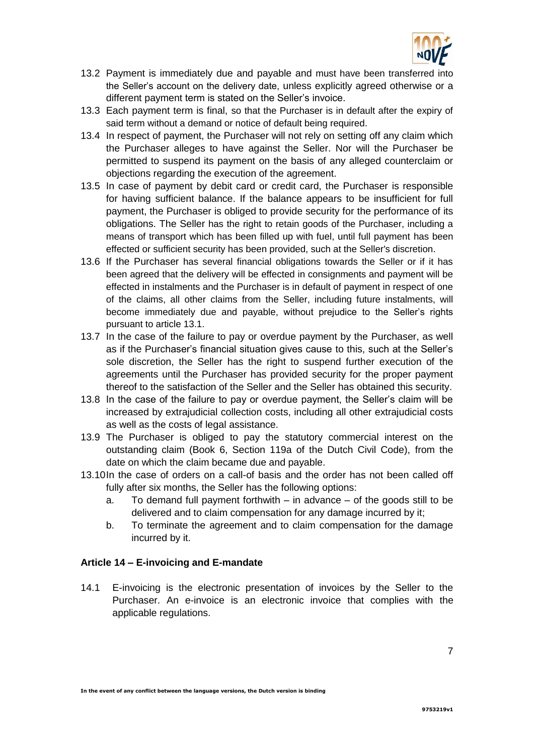13.2 Payment is immediately due and payable and must have been transferred into the Seller's account on the delivery date, unless explicitly agreed otherwise or a different payment term is stated on the Seller's invoice.

13.3 Each payment term is final, so that the Purchaser is in default after the expiry of said term without a demand or notice of default being required.

13.4 In respect of payment, the Purchaser will not rely on setting off any claim which the Purchaser alleges to have against the Seller. Nor will the Purchaser be permitted to suspend its payment on the basis of any alleged counterclaim or objections regarding the execution of the agreement.

13.5 In case of payment by debit card or credit card, the Purchaser is responsible for having sufficient balance. If the balance appears to be insufficient for full payment, the Purchaser is obliged to provide security for the performance of its obligations. The Seller has the right to retain goods of the Purchaser, including a means of transport which has been filled up with fuel, until full payment has been effected or sufficient security has been provided, such at the Seller's discretion.

13.6 If the Purchaser has several financial obligations towards the Seller or if it has been agreed that the delivery will be effected in consignments and payment will be effected in instalments and the Purchaser is in default of payment in respect of one of the claims, all other claims from the Seller, including future instalments, will become immediately due and payable, without prejudice to the Seller's rights pursuant to article 13.1.

13.7 In the case of the failure to pay or overdue payment by the Purchaser, as well as if the Purchaser's financial situation gives cause to this, such at the Seller's sole discretion, the Seller has the right to suspend further execution of the agreements until the Purchaser has provided security for the proper payment thereof to the satisfaction of the Seller and the Seller has obtained this security.

13.8 In the case of the failure to pay or overdue payment, the Seller's claim will be increased by extrajudicial collection costs, including all other extrajudicial costs as well as the costs of legal assistance.

13.9 The Purchaser is obliged to pay the statutory commercial interest on the outstanding claim (Book 6, Section 119a of the Dutch Civil Code), from the date on which the claim became due and payable.

13.10 In the case of orders on a call-of basis and the order has not been called off fully after six months, the Seller has the following options:

a. To demand full payment forthwith – in advance – of the goods still to be delivered and to claim compensation for any damage incurred by it;

b. To terminate the agreement and to claim compensation for the damage incurred by it.

**Article 14 – E-invoicing and E-mandate**

14.1 E-invoicing is the electronic presentation of invoices by the Seller to the Purchaser. An e-invoice is an electronic invoice that complies with the applicable regulations.

**In the event of any conflict between the language versions, the Dutch version is binding**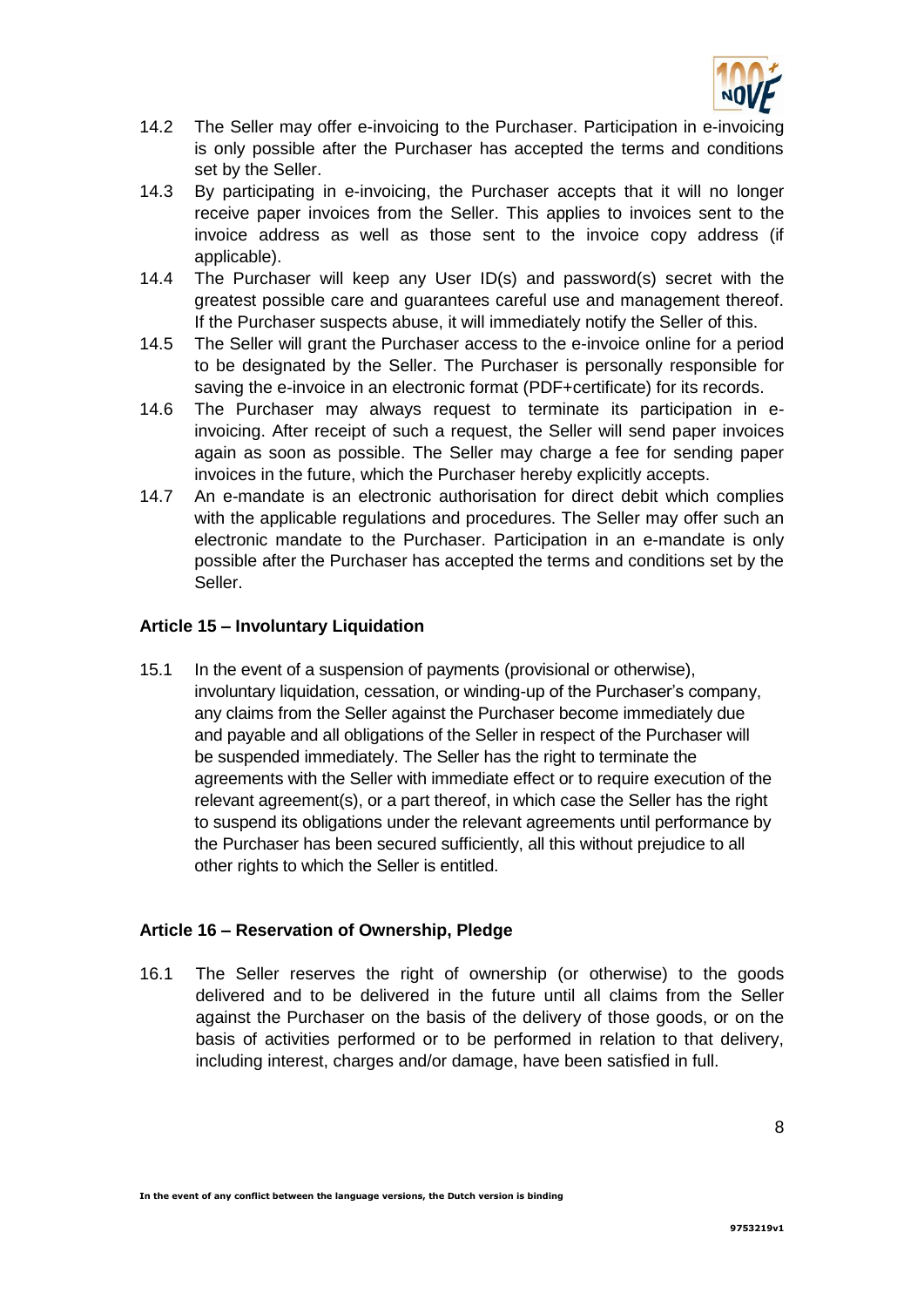14.2 The Seller may offer e-invoicing to the Purchaser. Participation in e-invoicing is only possible after the Purchaser has accepted the terms and conditions set by the Seller.

14.3 By participating in e-invoicing, the Purchaser accepts that it will no longer receive paper invoices from the Seller. This applies to invoices sent to the invoice address as well as those sent to the invoice copy address (if applicable).

14.4 The Purchaser will keep any User ID(s) and password(s) secret with the greatest possible care and guarantees careful use and management thereof. If the Purchaser suspects abuse, it will immediately notify the Seller of this.

14.5 The Seller will grant the Purchaser access to the e-invoice online for a period to be designated by the Seller. The Purchaser is personally responsible for saving the e-invoice in an electronic format (PDF+certificate) for its records.

14.6 The Purchaser may always request to terminate its participation in e-invoicing. After receipt of such a request, the Seller will send paper invoices again as soon as possible. The Seller may charge a fee for sending paper invoices in the future, which the Purchaser hereby explicitly accepts.

14.7 An e-mandate is an electronic authorisation for direct debit which complies with the applicable regulations and procedures. The Seller may offer such an electronic mandate to the Purchaser. Participation in an e-mandate is only possible after the Purchaser has accepted the terms and conditions set by the Seller.

**Article 15 – Involuntary Liquidation**

15.1 In the event of a suspension of payments (provisional or otherwise), involuntary liquidation, cessation, or winding-up of the Purchaser's company, any claims from the Seller against the Purchaser become immediately due and payable and all obligations of the Seller in respect of the Purchaser will be suspended immediately. The Seller has the right to terminate the agreements with the Seller with immediate effect or to require execution of the relevant agreement(s), or a part thereof, in which case the Seller has the right to suspend its obligations under the relevant agreements until performance by the Purchaser has been secured sufficiently, all this without prejudice to all other rights to which the Seller is entitled.

**Article 16 – Reservation of Ownership, Pledge**

16.1 The Seller reserves the right of ownership (or otherwise) to the goods delivered and to be delivered in the future until all claims from the Seller against the Purchaser on the basis of the delivery of those goods, or on the basis of activities performed or to be performed in relation to that delivery, including interest, charges and/or damage, have been satisfied in full.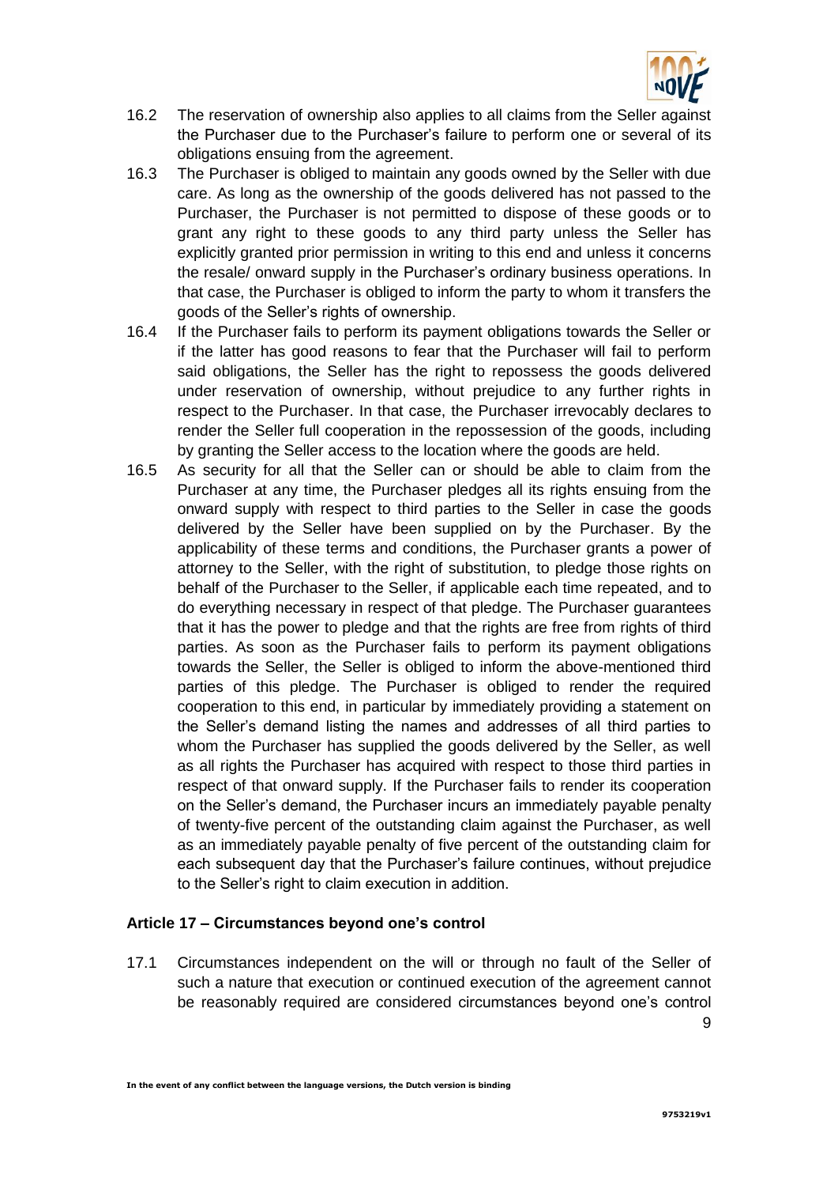16.2 The reservation of ownership also applies to all claims from the Seller against the Purchaser due to the Purchaser's failure to perform one or several of its obligations ensuing from the agreement.

16.3 The Purchaser is obliged to maintain any goods owned by the Seller with due care. As long as the ownership of the goods delivered has not passed to the Purchaser, the Purchaser is not permitted to dispose of these goods or to grant any right to these goods to any third party unless the Seller has explicitly granted prior permission in writing to this end and unless it concerns the resale/ onward supply in the Purchaser's ordinary business operations. In that case, the Purchaser is obliged to inform the party to whom it transfers the goods of the Seller's rights of ownership.

16.4 If the Purchaser fails to perform its payment obligations towards the Seller or if the latter has good reasons to fear that the Purchaser will fail to perform said obligations, the Seller has the right to repossess the goods delivered under reservation of ownership, without prejudice to any further rights in respect to the Purchaser. In that case, the Purchaser irrevocably declares to render the Seller full cooperation in the repossession of the goods, including by granting the Seller access to the location where the goods are held.

16.5 As security for all that the Seller can or should be able to claim from the Purchaser at any time, the Purchaser pledges all its rights ensuing from the onward supply with respect to third parties to the Seller in case the goods delivered by the Seller have been supplied on by the Purchaser. By the applicability of these terms and conditions, the Purchaser grants a power of attorney to the Seller, with the right of substitution, to pledge those rights on behalf of the Purchaser to the Seller, if applicable each time repeated, and to do everything necessary in respect of that pledge. The Purchaser guarantees that it has the power to pledge and that the rights are free from rights of third parties. As soon as the Purchaser fails to perform its payment obligations towards the Seller, the Seller is obliged to inform the above-mentioned third parties of this pledge. The Purchaser is obliged to render the required cooperation to this end, in particular by immediately providing a statement on the Seller's demand listing the names and addresses of all third parties to whom the Purchaser has supplied the goods delivered by the Seller, as well as all rights the Purchaser has acquired with respect to those third parties in respect of that onward supply. If the Purchaser fails to render its cooperation on the Seller's demand, the Purchaser incurs an immediately payable penalty of twenty-five percent of the outstanding claim against the Purchaser, as well as an immediately payable penalty of five percent of the outstanding claim for each subsequent day that the Purchaser's failure continues, without prejudice to the Seller's right to claim execution in addition.

### Article 17 – Circumstances beyond one's control

17.1 Circumstances independent on the will or through no fault of the Seller of such a nature that execution or continued execution of the agreement cannot be reasonably required are considered circumstances beyond one's control

In the event of any conflict between the language versions, the Dutch version is binding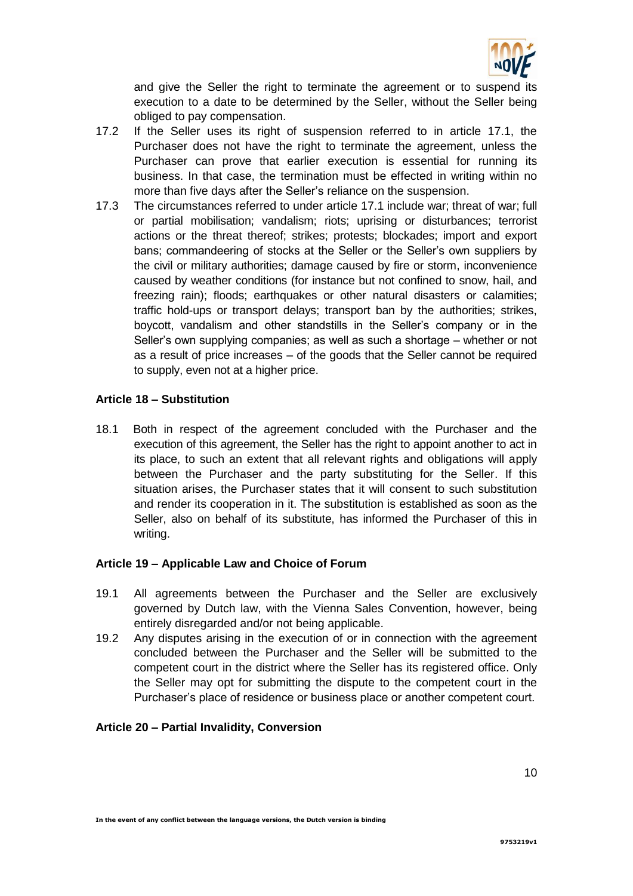and give the Seller the right to terminate the agreement or to suspend its execution to a date to be determined by the Seller, without the Seller being obliged to pay compensation.

17.2 If the Seller uses its right of suspension referred to in article 17.1, the Purchaser does not have the right to terminate the agreement, unless the Purchaser can prove that earlier execution is essential for running its business. In that case, the termination must be effected in writing within no more than five days after the Seller's reliance on the suspension.

17.3 The circumstances referred to under article 17.1 include war; threat of war; full or partial mobilisation; vandalism; riots; uprising or disturbances; terrorist actions or the threat thereof; strikes; protests; blockades; import and export bans; commandeering of stocks at the Seller or the Seller's own suppliers by the civil or military authorities; damage caused by fire or storm, inconvenience caused by weather conditions (for instance but not confined to snow, hail, and freezing rain); floods; earthquakes or other natural disasters or calamities; traffic hold-ups or transport delays; transport ban by the authorities; strikes, boycott, vandalism and other standstills in the Seller's company or in the Seller's own supplying companies; as well as such a shortage – whether or not as a result of price increases – of the goods that the Seller cannot be required to supply, even not at a higher price.

**Article 18 – Substitution**

18.1 Both in respect of the agreement concluded with the Purchaser and the execution of this agreement, the Seller has the right to appoint another to act in its place, to such an extent that all relevant rights and obligations will apply between the Purchaser and the party substituting for the Seller. If this situation arises, the Purchaser states that it will consent to such substitution and render its cooperation in it. The substitution is established as soon as the Seller, also on behalf of its substitute, has informed the Purchaser of this in writing.

**Article 19 – Applicable Law and Choice of Forum**

19.1 All agreements between the Purchaser and the Seller are exclusively governed by Dutch law, with the Vienna Sales Convention, however, being entirely disregarded and/or not being applicable.

19.2 Any disputes arising in the execution of or in connection with the agreement concluded between the Purchaser and the Seller will be submitted to the competent court in the district where the Seller has its registered office. Only the Seller may opt for submitting the dispute to the competent court in the Purchaser's place of residence or business place or another competent court.

**Article 20 – Partial Invalidity, Conversion**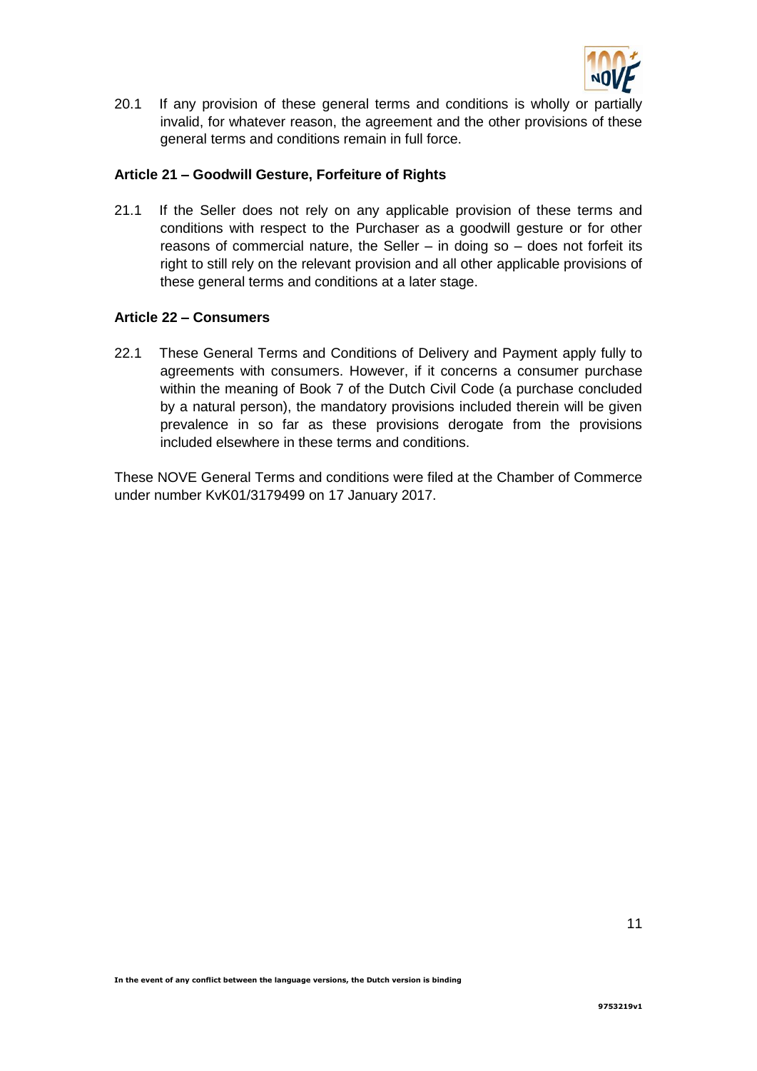20.1 If any provision of these general terms and conditions is wholly or partially invalid, for whatever reason, the agreement and the other provisions of these general terms and conditions remain in full force.

**Article 21 – Goodwill Gesture, Forfeiture of Rights**

21.1 If the Seller does not rely on any applicable provision of these terms and conditions with respect to the Purchaser as a goodwill gesture or for other reasons of commercial nature, the Seller – in doing so – does not forfeit its right to still rely on the relevant provision and all other applicable provisions of these general terms and conditions at a later stage.

**Article 22 – Consumers**

22.1 These General Terms and Conditions of Delivery and Payment apply fully to agreements with consumers. However, if it concerns a consumer purchase within the meaning of Book 7 of the Dutch Civil Code (a purchase concluded by a natural person), the mandatory provisions included therein will be given prevalence in so far as these provisions derogate from the provisions included elsewhere in these terms and conditions.

These NOVE General Terms and conditions were filed at the Chamber of Commerce under number KvK01/3179499 on 17 January 2017.